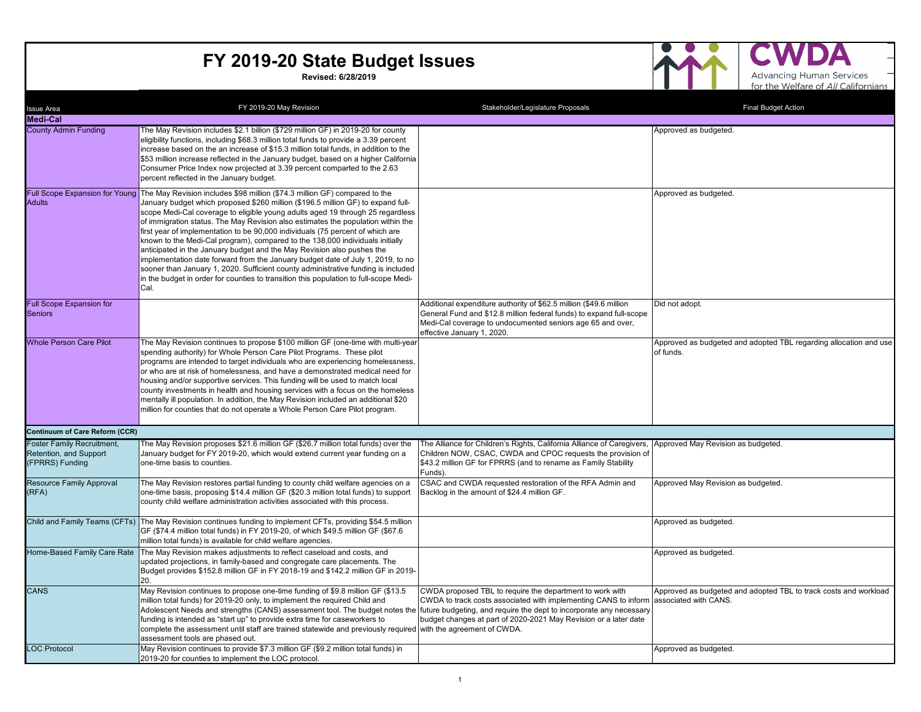# FY 2019-20 State Budget Issues

**Revised: 6/28/2019**

CWDA
Advancing Human Services for the Welfare of *All* Californians

| Issue Area | FY 2019-20 May Revision | Stakeholder/Legislature Proposals | Final Budget Action |
|---|---|---|---|
| **Medi-Cal** | | | |
| County Admin Funding | The May Revision includes $2.1 billion ($729 million GF) in 2019-20 for county eligibility functions, including $68.3 million total funds to provide a 3.39 percent increase based on the an increase of $15.3 million total funds, in addition to the $53 million increase reflected in the January budget, based on a higher California Consumer Price Index now projected at 3.39 percent comparted to the 2.63 percent reflected in the January budget. | | Approved as budgeted. |
| Full Scope Expansion for Young Adults | The May Revision includes $98 million ($74.3 million GF) compared to the January budget which proposed $260 million ($196.5 million GF) to expand full-scope Medi-Cal coverage to eligible young adults aged 19 through 25 regardless of immigration status. The May Revision also estimates the population within the first year of implementation to be 90,000 individuals (75 percent of which are known to the Medi-Cal program), compared to the 138,000 individuals initially anticipated in the January budget and the May Revision also pushes the implementation date forward from the January budget date of July 1, 2019, to no sooner than January 1, 2020. Sufficient county administrative funding is included in the budget in order for counties to transition this population to full-scope Medi-Cal. | | Approved as budgeted. |
| Full Scope Expansion for Seniors | | Additional expenditure authority of $62.5 million ($49.6 million General Fund and $12.8 million federal funds) to expand full-scope Medi-Cal coverage to undocumented seniors age 65 and over, effective January 1, 2020. | Did not adopt. |
| Whole Person Care Pilot | The May Revision continues to propose $100 million GF (one-time with multi-year spending authority) for Whole Person Care Pilot Programs. These pilot programs are intended to target individuals who are experiencing homelessness, or who are at risk of homelessness, and have a demonstrated medical need for housing and/or supportive services. This funding will be used to match local county investments in health and housing services with a focus on the homeless mentally ill population. In addition, the May Revision included an additional $20 million for counties that do not operate a Whole Person Care Pilot program. | | Approved as budgeted and adopted TBL regarding allocation and use of funds. |
| **Continuum of Care Reform (CCR)** | | | |
| Foster Family Recruitment, Retention, and Support (FPRRS) Funding | The May Revision proposes $21.6 million GF ($26.7 million total funds) over the January budget for FY 2019-20, which would extend current year funding on a one-time basis to counties. | The Alliance for Children's Rights, California Alliance of Caregivers, Children NOW, CSAC, CWDA and CPOC requests the provision of $43.2 million GF for FPRRS (and to rename as Family Stability Funds). | Approved May Revision as budgeted. |
| Resource Family Approval (RFA) | The May Revision restores partial funding to county child welfare agencies on a one-time basis, proposing $14.4 million GF ($20.3 million total funds) to support county child welfare administration activities associated with this process. | CSAC and CWDA requested restoration of the RFA Admin and Backlog in the amount of $24.4 million GF. | Approved May Revision as budgeted. |
| Child and Family Teams (CFTs) | The May Revision continues funding to implement CFTs, providing $54.5 million GF ($74.4 million total funds) in FY 2019-20, of which $49.5 million GF ($67.6 million total funds) is available for child welfare agencies. | | Approved as budgeted. |
| Home-Based Family Care Rate | The May Revision makes adjustments to reflect caseload and costs, and updated projections, in family-based and congregate care placements. The Budget provides $152.8 million GF in FY 2018-19 and $142.2 million GF in 2019-20. | | Approved as budgeted. |
| CANS | May Revision continues to propose one-time funding of $9.8 million GF ($13.5 million total funds) for 2019-20 only, to implement the required Child and Adolescent Needs and strengths (CANS) assessment tool. The budget notes the funding is intended as "start up" to provide extra time for caseworkers to complete the assessment until staff are trained statewide and previously required assessment tools are phased out. | CWDA proposed TBL to require the department to work with CWDA to track costs associated with implementing CANS to inform future budgeting, and require the dept to incorporate any necessary budget changes at part of 2020-2021 May Revision or a later date with the agreement of CWDA. | Approved as budgeted and adopted TBL to track costs and workload associated with CANS. |
| LOC Protocol | May Revision continues to provide $7.3 million GF ($9.2 million total funds) in 2019-20 for counties to implement the LOC protocol. | | Approved as budgeted. |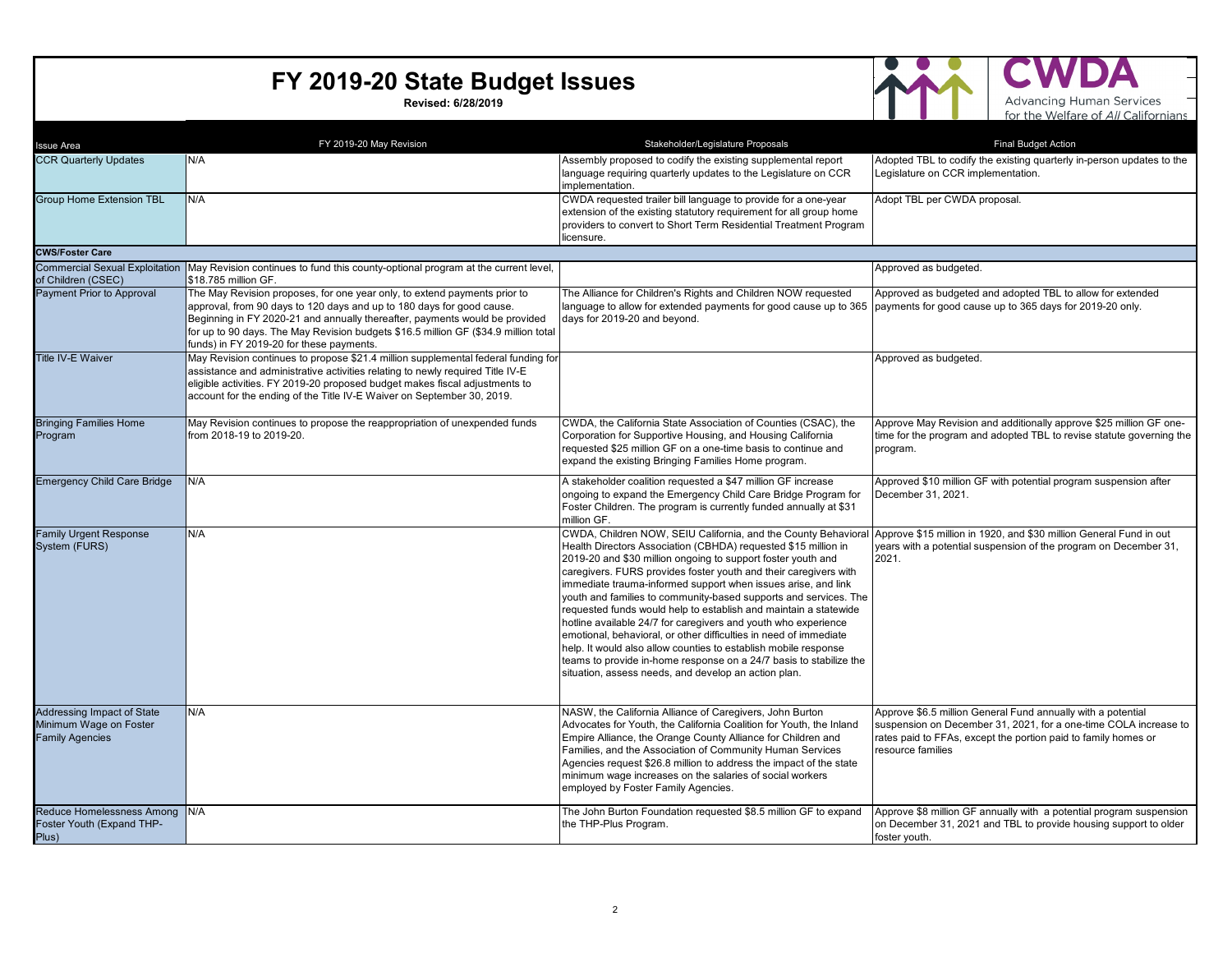# FY 2019-20 State Budget Issues

**Revised: 6/28/2019**

CWDA
Advancing Human Services for the Welfare of *All* Californians

| Issue Area | FY 2019-20 May Revision | Stakeholder/Legislature Proposals | Final Budget Action |
|---|---|---|---|
| CCR Quarterly Updates | N/A | Assembly proposed to codify the existing supplemental report language requiring quarterly updates to the Legislature on CCR implementation. | Adopted TBL to codify the existing quarterly in-person updates to the Legislature on CCR implementation. |
| Group Home Extension TBL | N/A | CWDA requested trailer bill language to provide for a one-year extension of the existing statutory requirement for all group home providers to convert to Short Term Residential Treatment Program licensure. | Adopt TBL per CWDA proposal. |
| **CWS/Foster Care** | | | |
| Commercial Sexual Exploitation of Children (CSEC) | May Revision continues to fund this county-optional program at the current level, $18.785 million GF. | | Approved as budgeted. |
| Payment Prior to Approval | The May Revision proposes, for one year only, to extend payments prior to approval, from 90 days to 120 days and up to 180 days for good cause. Beginning in FY 2020-21 and annually thereafter, payments would be provided for up to 90 days. The May Revision budgets $16.5 million GF ($34.9 million total funds) in FY 2019-20 for these payments. | The Alliance for Children's Rights and Children NOW requested language to allow for extended payments for good cause up to 365 days for 2019-20 and beyond. | Approved as budgeted and adopted TBL to allow for extended payments for good cause up to 365 days for 2019-20 only. |
| Title IV-E Waiver | May Revision continues to propose $21.4 million supplemental federal funding for assistance and administrative activities relating to newly required Title IV-E eligible activities. FY 2019-20 proposed budget makes fiscal adjustments to account for the ending of the Title IV-E Waiver on September 30, 2019. | | Approved as budgeted. |
| Bringing Families Home Program | May Revision continues to propose the reappropriation of unexpended funds from 2018-19 to 2019-20. | CWDA, the California State Association of Counties (CSAC), the Corporation for Supportive Housing, and Housing California requested $25 million GF on a one-time basis to continue and expand the existing Bringing Families Home program. | Approve May Revision and additionally approve $25 million GF one-time for the program and adopted TBL to revise statute governing the program. |
| Emergency Child Care Bridge | N/A | A stakeholder coalition requested a $47 million GF increase ongoing to expand the Emergency Child Care Bridge Program for Foster Children. The program is currently funded annually at $31 million GF. | Approved $10 million GF with potential program suspension after December 31, 2021. |
| Family Urgent Response System (FURS) | N/A | CWDA, Children NOW, SEIU California, and the County Behavioral Health Directors Association (CBHDA) requested $15 million in 2019-20 and $30 million ongoing to support foster youth and caregivers. FURS provides foster youth and their caregivers with immediate trauma-informed support when issues arise, and link youth and families to community-based supports and services. The requested funds would help to establish and maintain a statewide hotline available 24/7 for caregivers and youth who experience emotional, behavioral, or other difficulties in need of immediate help. It would also allow counties to establish mobile response teams to provide in-home response on a 24/7 basis to stabilize the situation, assess needs, and develop an action plan. | Approve $15 million in 1920, and $30 million General Fund in out years with a potential suspension of the program on December 31, 2021. |
| Addressing Impact of State Minimum Wage on Foster Family Agencies | N/A | NASW, the California Alliance of Caregivers, John Burton Advocates for Youth, the California Coalition for Youth, the Inland Empire Alliance, the Orange County Alliance for Children and Families, and the Association of Community Human Services Agencies request $26.8 million to address the impact of the state minimum wage increases on the salaries of social workers employed by Foster Family Agencies. | Approve $6.5 million General Fund annually with a potential suspension on December 31, 2021, for a one-time COLA increase to rates paid to FFAs, except the portion paid to family homes or resource families |
| Reduce Homelessness Among Foster Youth (Expand THP-Plus) | N/A | The John Burton Foundation requested $8.5 million GF to expand the THP-Plus Program. | Approve $8 million GF annually with a potential program suspension on December 31, 2021 and TBL to provide housing support to older foster youth. |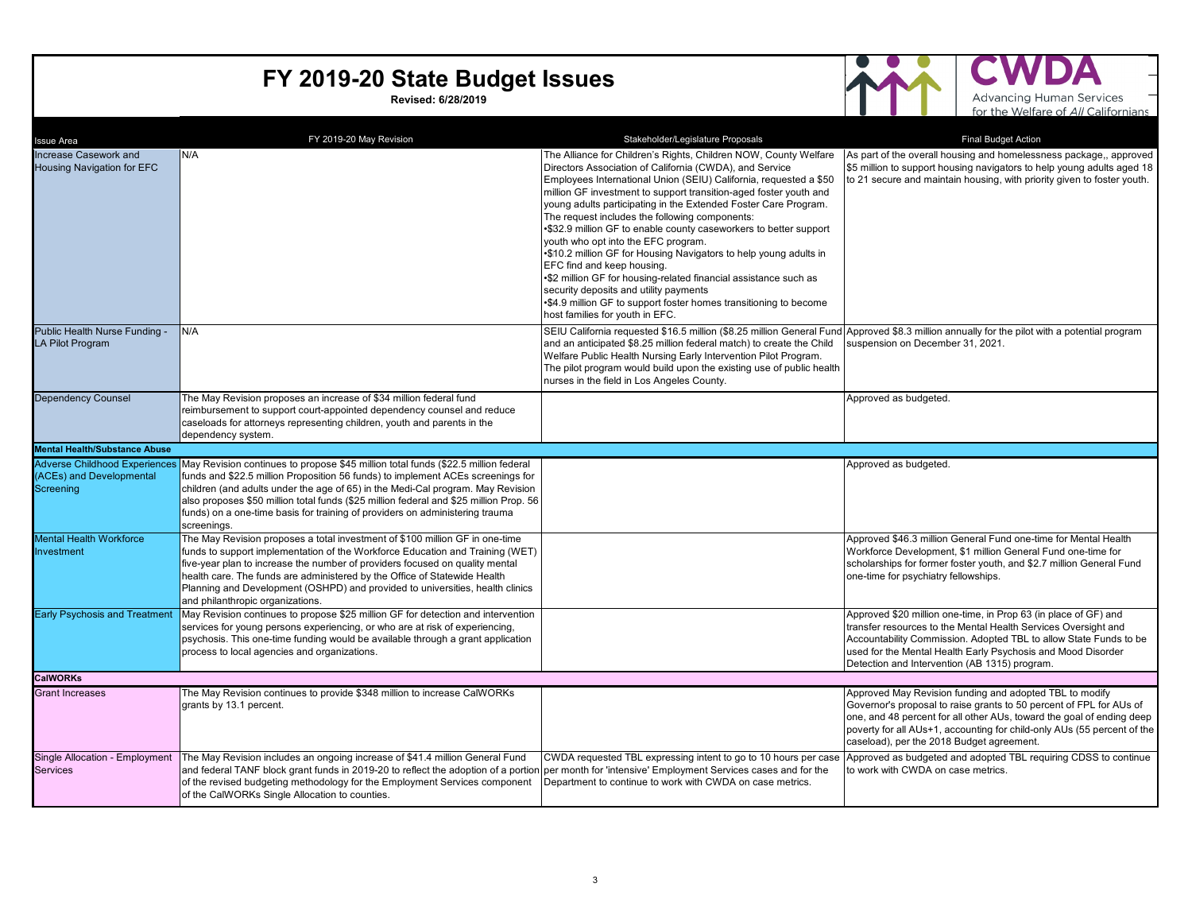# FY 2019-20 State Budget Issues

**Revised: 6/28/2019**

CWDA — Advancing Human Services for the Welfare of *All* Californians

| Issue Area | FY 2019-20 May Revision | Stakeholder/Legislature Proposals | Final Budget Action |
|---|---|---|---|
| Increase Casework and Housing Navigation for EFC | N/A | The Alliance for Children's Rights, Children NOW, County Welfare Directors Association of California (CWDA), and Service Employees International Union (SEIU) California, requested a $50 million GF investment to support transition-aged foster youth and young adults participating in the Extended Foster Care Program. The request includes the following components:<br>•$32.9 million GF to enable county caseworkers to better support youth who opt into the EFC program.<br>•$10.2 million GF for Housing Navigators to help young adults in EFC find and keep housing.<br>•$2 million GF for housing-related financial assistance such as security deposits and utility payments<br>•$4.9 million GF to support foster homes transitioning to become host families for youth in EFC. | As part of the overall housing and homelessness package,, approved $5 million to support housing navigators to help young adults aged 18 to 21 secure and maintain housing, with priority given to foster youth. |
| Public Health Nurse Funding - LA Pilot Program | N/A | SEIU California requested $16.5 million ($8.25 million General Fund and an anticipated $8.25 million federal match) to create the Child Welfare Public Health Nursing Early Intervention Pilot Program. The pilot program would build upon the existing use of public health nurses in the field in Los Angeles County. | Approved $8.3 million annually for the pilot with a potential program suspension on December 31, 2021. |
| Dependency Counsel | The May Revision proposes an increase of $34 million federal fund reimbursement to support court-appointed dependency counsel and reduce caseloads for attorneys representing children, youth and parents in the dependency system. | | Approved as budgeted. |
| **Mental Health/Substance Abuse** | | | |
| Adverse Childhood Experiences (ACEs) and Developmental Screening | May Revision continues to propose $45 million total funds ($22.5 million federal funds and $22.5 million Proposition 56 funds) to implement ACEs screenings for children (and adults under the age of 65) in the Medi-Cal program. May Revision also proposes $50 million total funds ($25 million federal and $25 million Prop. 56 funds) on a one-time basis for training of providers on administering trauma screenings. | | Approved as budgeted. |
| Mental Health Workforce Investment | The May Revision proposes a total investment of $100 million GF in one-time funds to support implementation of the Workforce Education and Training (WET) five-year plan to increase the number of providers focused on quality mental health care. The funds are administered by the Office of Statewide Health Planning and Development (OSHPD) and provided to universities, health clinics and philanthropic organizations. | | Approved $46.3 million General Fund one-time for Mental Health Workforce Development, $1 million General Fund one-time for scholarships for former foster youth, and $2.7 million General Fund one-time for psychiatry fellowships. |
| Early Psychosis and Treatment | May Revision continues to propose $25 million GF for detection and intervention services for young persons experiencing, or who are at risk of experiencing, psychosis. This one-time funding would be available through a grant application process to local agencies and organizations. | | Approved $20 million one-time, in Prop 63 (in place of GF) and transfer resources to the Mental Health Services Oversight and Accountability Commission. Adopted TBL to allow State Funds to be used for the Mental Health Early Psychosis and Mood Disorder Detection and Intervention (AB 1315) program. |
| **CalWORKs** | | | |
| Grant Increases | The May Revision continues to provide $348 million to increase CalWORKs grants by 13.1 percent. | | Approved May Revision funding and adopted TBL to modify Governor's proposal to raise grants to 50 percent of FPL for AUs of one, and 48 percent for all other AUs, toward the goal of ending deep poverty for all AUs+1, accounting for child-only AUs (55 percent of the caseload), per the 2018 Budget agreement. |
| Single Allocation - Employment Services | The May Revision includes an ongoing increase of $41.4 million General Fund and federal TANF block grant funds in 2019-20 to reflect the adoption of a portion of the revised budgeting methodology for the Employment Services component of the CalWORKs Single Allocation to counties. | CWDA requested TBL expressing intent to go to 10 hours per case per month for 'intensive' Employment Services cases and for the Department to continue to work with CWDA on case metrics. | Approved as budgeted and adopted TBL requiring CDSS to continue to work with CWDA on case metrics. |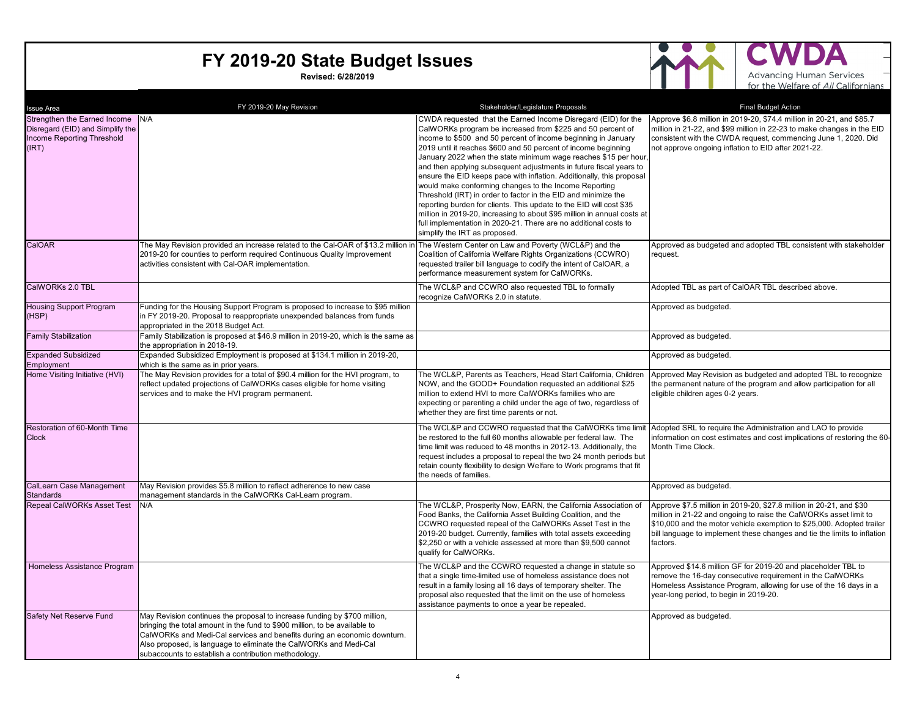# FY 2019-20 State Budget Issues

**Revised: 6/28/2019**

CWDA — Advancing Human Services for the Welfare of *All* Californians

| Issue Area | FY 2019-20 May Revision | Stakeholder/Legislature Proposals | Final Budget Action |
|---|---|---|---|
| Strengthen the Earned Income Disregard (EID) and Simplify the Income Reporting Threshold (IRT) | N/A | CWDA requested that the Earned Income Disregard (EID) for the CalWORKs program be increased from $225 and 50 percent of income to $500 and 50 percent of income beginning in January 2019 until it reaches $600 and 50 percent of income beginning January 2022 when the state minimum wage reaches $15 per hour, and then applying subsequent adjustments in future fiscal years to ensure the EID keeps pace with inflation. Additionally, this proposal would make conforming changes to the Income Reporting Threshold (IRT) in order to factor in the EID and minimize the reporting burden for clients. This update to the EID will cost $35 million in 2019-20, increasing to about $95 million in annual costs at full implementation in 2020-21. There are no additional costs to simplify the IRT as proposed. | Approve $6.8 million in 2019-20, $74.4 million in 20-21, and $85.7 million in 21-22, and $99 million in 22-23 to make changes in the EID consistent with the CWDA request, commencing June 1, 2020. Did not approve ongoing inflation to EID after 2021-22. |
| CalOAR | The May Revision provided an increase related to the Cal-OAR of $13.2 million in 2019-20 for counties to perform required Continuous Quality Improvement activities consistent with Cal-OAR implementation. | The Western Center on Law and Poverty (WCL&P) and the Coalition of California Welfare Rights Organizations (CCWRO) requested trailer bill language to codify the intent of CalOAR, a performance measurement system for CalWORKs. | Approved as budgeted and adopted TBL consistent with stakeholder request. |
| CalWORKs 2.0 TBL | | The WCL&P and CCWRO also requested TBL to formally recognize CalWORKs 2.0 in statute. | Adopted TBL as part of CalOAR TBL described above. |
| Housing Support Program (HSP) | Funding for the Housing Support Program is proposed to increase to $95 million in FY 2019-20. Proposal to reappropriate unexpended balances from funds appropriated in the 2018 Budget Act. | | Approved as budgeted. |
| Family Stabilization | Family Stabilization is proposed at $46.9 million in 2019-20, which is the same as the appropriation in 2018-19. | | Approved as budgeted. |
| Expanded Subsidized Employment | Expanded Subsidized Employment is proposed at $134.1 million in 2019-20, which is the same as in prior years. | | Approved as budgeted. |
| Home Visiting Initiative (HVI) | The May Revision provides for a total of $90.4 million for the HVI program, to reflect updated projections of CalWORKs cases eligible for home visiting services and to make the HVI program permanent. | The WCL&P, Parents as Teachers, Head Start California, Children NOW, and the GOOD+ Foundation requested an additional $25 million to extend HVI to more CalWORKs families who are expecting or parenting a child under the age of two, regardless of whether they are first time parents or not. | Approved May Revision as budgeted and adopted TBL to recognize the permanent nature of the program and allow participation for all eligible children ages 0-2 years. |
| Restoration of 60-Month Time Clock | | The WCL&P and CCWRO requested that the CalWORKs time limit be restored to the full 60 months allowable per federal law. The time limit was reduced to 48 months in 2012-13. Additionally, the request includes a proposal to repeal the two 24 month periods but retain county flexibility to design Welfare to Work programs that fit the needs of families. | Adopted SRL to require the Administration and LAO to provide information on cost estimates and cost implications of restoring the 60-Month Time Clock. |
| CalLearn Case Management Standards | May Revision provides $5.8 million to reflect adherence to new case management standards in the CalWORKs Cal-Learn program. | | Approved as budgeted. |
| Repeal CalWORKs Asset Test | N/A | The WCL&P, Prosperity Now, EARN, the California Association of Food Banks, the California Asset Building Coalition, and the CCWRO requested repeal of the CalWORKs Asset Test in the 2019-20 budget. Currently, families with total assets exceeding $2,250 or with a vehicle assessed at more than $9,500 cannot qualify for CalWORKs. | Approve $7.5 million in 2019-20, $27.8 million in 20-21, and $30 million in 21-22 and ongoing to raise the CalWORKs asset limit to $10,000 and the motor vehicle exemption to $25,000. Adopted trailer bill language to implement these changes and tie the limits to inflation factors. |
| Homeless Assistance Program | | The WCL&P and the CCWRO requested a change in statute so that a single time-limited use of homeless assistance does not result in a family losing all 16 days of temporary shelter. The proposal also requested that the limit on the use of homeless assistance payments to once a year be repealed. | Approved $14.6 million GF for 2019-20 and placeholder TBL to remove the 16-day consecutive requirement in the CalWORKs Homeless Assistance Program, allowing for use of the 16 days in a year-long period, to begin in 2019-20. |
| Safety Net Reserve Fund | May Revision continues the proposal to increase funding by $700 million, bringing the total amount in the fund to $900 million, to be available to CalWORKs and Medi-Cal services and benefits during an economic downturn. Also proposed, is language to eliminate the CalWORKs and Medi-Cal subaccounts to establish a contribution methodology. | | Approved as budgeted. |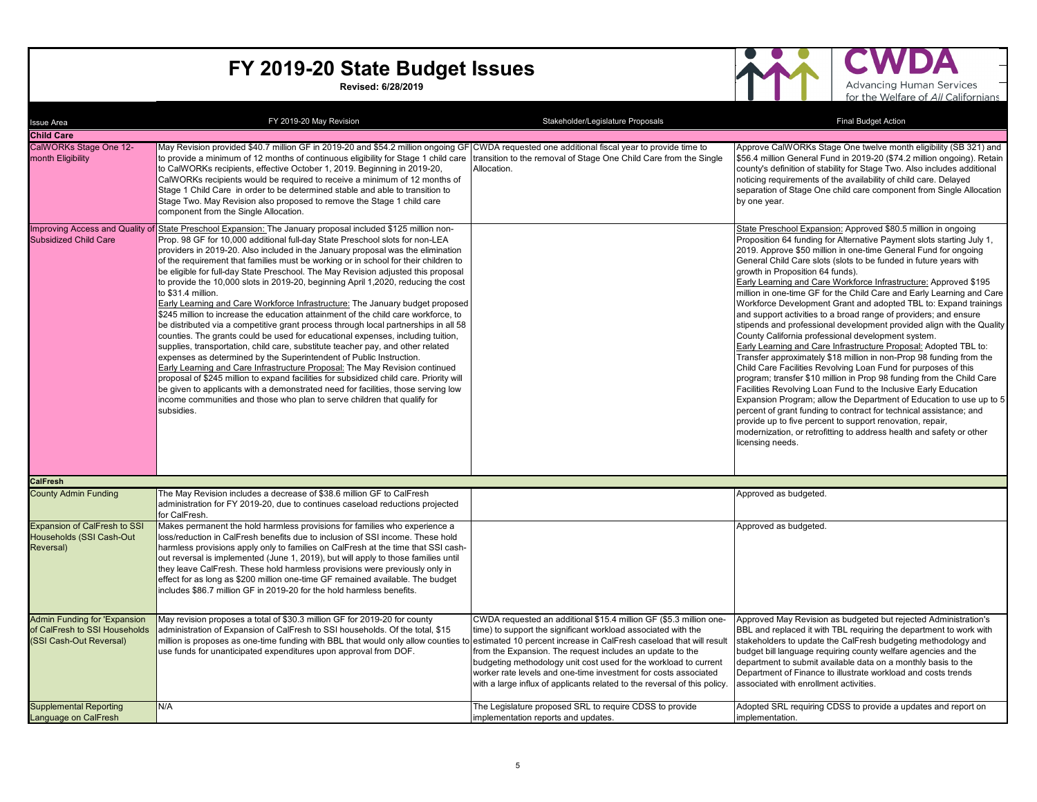# FY 2019-20 State Budget Issues

**Revised: 6/28/2019**

CWDA — Advancing Human Services for the Welfare of *All* Californians

| Issue Area | FY 2019-20 May Revision | Stakeholder/Legislature Proposals | Final Budget Action |
|---|---|---|---|
| **Child Care** | | | |
| CalWORKs Stage One 12-month Eligibility | May Revision provided $40.7 million GF in 2019-20 and $54.2 million ongoing GF to provide a minimum of 12 months of continuous eligibility for Stage 1 child care to CalWORKs recipients, effective October 1, 2019. Beginning in 2019-20, CalWORKs recipients would be required to receive a minimum of 12 months of Stage 1 Child Care in order to be determined stable and able to transition to Stage Two. May Revision also proposed to remove the Stage 1 child care component from the Single Allocation. | CWDA requested one additional fiscal year to provide time to transition to the removal of Stage One Child Care from the Single Allocation. | Approve CalWORKs Stage One twelve month eligibility (SB 321) and $56.4 million General Fund in 2019-20 ($74.2 million ongoing). Retain county's definition of stability for Stage Two. Also includes additional noticing requirements of the availability of child care. Delayed separation of Stage One child care component from Single Allocation by one year. |
| Improving Access and Quality of Subsidized Child Care | State Preschool Expansion: The January proposal included $125 million non-Prop. 98 GF for 10,000 additional full-day State Preschool slots for non-LEA providers in 2019-20. Also included in the January proposal was the elimination of the requirement that families must be working or in school for their children to be eligible for full-day State Preschool. The May Revision adjusted this proposal to provide the 10,000 slots in 2019-20, beginning April 1,2020, reducing the cost to $31.4 million.<br>Early Learning and Care Workforce Infrastructure: The January budget proposed $245 million to increase the education attainment of the child care workforce, to be distributed via a competitive grant process through local partnerships in all 58 counties. The grants could be used for educational expenses, including tuition, supplies, transportation, child care, substitute teacher pay, and other related expenses as determined by the Superintendent of Public Instruction.<br>Early Learning and Care Infrastructure Proposal: The May Revision continued proposal of $245 million to expand facilities for subsidized child care. Priority will be given to applicants with a demonstrated need for facilities, those serving low income communities and those who plan to serve children that qualify for subsidies. | | State Preschool Expansion: Approved $80.5 million in ongoing Proposition 64 funding for Alternative Payment slots starting July 1, 2019. Approve $50 million in one-time General Fund for ongoing General Child Care slots (slots to be funded in future years with growth in Proposition 64 funds).<br>Early Learning and Care Workforce Infrastructure: Approved $195 million in one-time GF for the Child Care and Early Learning and Care Workforce Development Grant and adopted TBL to: Expand trainings and support activities to a broad range of providers; and ensure stipends and professional development provided align with the Quality County California professional development system.<br>Early Learning and Care Infrastructure Proposal: Adopted TBL to: Transfer approximately $18 million in non-Prop 98 funding from the Child Care Facilities Revolving Loan Fund for purposes of this program; transfer $10 million in Prop 98 funding from the Child Care Facilities Revolving Loan Fund to the Inclusive Early Education Expansion Program; allow the Department of Education to use up to 5 percent of grant funding to contract for technical assistance; and provide up to five percent to support renovation, repair, modernization, or retrofitting to address health and safety or other licensing needs. |
| **CalFresh** | | | |
| County Admin Funding | The May Revision includes a decrease of $38.6 million GF to CalFresh administration for FY 2019-20, due to continues caseload reductions projected for CalFresh. | | Approved as budgeted. |
| Expansion of CalFresh to SSI Households (SSI Cash-Out Reversal) | Makes permanent the hold harmless provisions for families who experience a loss/reduction in CalFresh benefits due to inclusion of SSI income. These hold harmless provisions apply only to families on CalFresh at the time that SSI cash-out reversal is implemented (June 1, 2019), but will apply to those families until they leave CalFresh. These hold harmless provisions were previously only in effect for as long as $200 million one-time GF remained available. The budget includes $86.7 million GF in 2019-20 for the hold harmless benefits. | | Approved as budgeted. |
| Admin Funding for 'Expansion of CalFresh to SSI Households (SSI Cash-Out Reversal) | May revision proposes a total of $30.3 million GF for 2019-20 for county administration of Expansion of CalFresh to SSI households. Of the total, $15 million is proposes as one-time funding with BBL that would only allow counties to use funds for unanticipated expenditures upon approval from DOF. | CWDA requested an additional $15.4 million GF ($5.3 million one-time) to support the significant workload associated with the estimated 10 percent increase in CalFresh caseload that will result from the Expansion. The request includes an update to the budgeting methodology unit cost used for the workload to current worker rate levels and one-time investment for costs associated with a large influx of applicants related to the reversal of this policy. | Approved May Revision as budgeted but rejected Administration's BBL and replaced it with TBL requiring the department to work with stakeholders to update the CalFresh budgeting methodology and budget bill language requiring county welfare agencies and the department to submit available data on a monthly basis to the Department of Finance to illustrate workload and costs trends associated with enrollment activities. |
| Supplemental Reporting Language on CalFresh | N/A | The Legislature proposed SRL to require CDSS to provide implementation reports and updates. | Adopted SRL requiring CDSS to provide a updates and report on implementation. |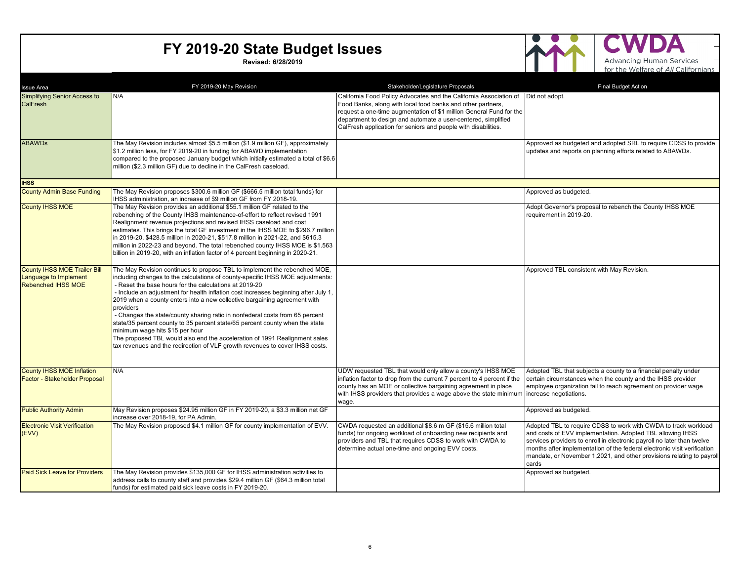# FY 2019-20 State Budget Issues

**Revised: 6/28/2019**

CWDA — Advancing Human Services for the Welfare of *All* Californians

| Issue Area | FY 2019-20 May Revision | Stakeholder/Legislature Proposals | Final Budget Action |
|---|---|---|---|
| Simplifying Senior Access to CalFresh | N/A | California Food Policy Advocates and the California Association of Food Banks, along with local food banks and other partners, request a one-time augmentation of $1 million General Fund for the department to design and automate a user-centered, simplified CalFresh application for seniors and people with disabilities. | Did not adopt. |
| ABAWDs | The May Revision includes almost $5.5 million ($1.9 million GF), approximately $1.2 million less, for FY 2019-20 in funding for ABAWD implementation compared to the proposed January budget which initially estimated a total of $6.6 million ($2.3 million GF) due to decline in the CalFresh caseload. | | Approved as budgeted and adopted SRL to require CDSS to provide updates and reports on planning efforts related to ABAWDs. |
| **IHSS** | | | |
| County Admin Base Funding | The May Revision proposes $300.6 million GF ($666.5 million total funds) for IHSS administration, an increase of $9 million GF from FY 2018-19. | | Approved as budgeted. |
| County IHSS MOE | The May Revision provides an additional $55.1 million GF related to the rebenching of the County IHSS maintenance-of-effort to reflect revised 1991 Realignment revenue projections and revised IHSS caseload and cost estimates. This brings the total GF investment in the IHSS MOE to $296.7 million in 2019-20, $428.5 million in 2020-21, $517.8 million in 2021-22, and $615.3 million in 2022-23 and beyond. The total rebenched county IHSS MOE is $1.563 billion in 2019-20, with an inflation factor of 4 percent beginning in 2020-21. | | Adopt Governor's proposal to rebench the County IHSS MOE requirement in 2019-20. |
| County IHSS MOE Trailer Bill Language to Implement Rebenched IHSS MOE | The May Revision continues to propose TBL to implement the rebenched MOE, including changes to the calculations of county-specific IHSS MOE adjustments:<br>- Reset the base hours for the calculations at 2019-20<br>- Include an adjustment for health inflation cost increases beginning after July 1, 2019 when a county enters into a new collective bargaining agreement with providers<br>- Changes the state/county sharing ratio in nonfederal costs from 65 percent state/35 percent county to 35 percent state/65 percent county when the state minimum wage hits $15 per hour<br>The proposed TBL would also end the acceleration of 1991 Realignment sales tax revenues and the redirection of VLF growth revenues to cover IHSS costs. | | Approved TBL consistent with May Revision. |
| County IHSS MOE Inflation Factor - Stakeholder Proposal | N/A | UDW requested TBL that would only allow a county's IHSS MOE inflation factor to drop from the current 7 percent to 4 percent if the county has an MOE or collective bargaining agreement in place with IHSS providers that provides a wage above the state minimum wage. | Adopted TBL that subjects a county to a financial penalty under certain circumstances when the county and the IHSS provider employee organization fail to reach agreement on provider wage increase negotiations. |
| Public Authority Admin | May Revision proposes $24.95 million GF in FY 2019-20, a $3.3 million net GF increase over 2018-19, for PA Admin. | | Approved as budgeted. |
| Electronic Visit Verification (EVV) | The May Revision proposed $4.1 million GF for county implementation of EVV. | CWDA requested an additional $8.6 m GF ($15.6 million total funds) for ongoing workload of onboarding new recipients and providers and TBL that requires CDSS to work with CWDA to determine actual one-time and ongoing EVV costs. | Adopted TBL to require CDSS to work with CWDA to track workload and costs of EVV implementation. Adopted TBL allowing IHSS services providers to enroll in electronic payroll no later than twelve months after implementation of the federal electronic visit verification mandate, or November 1,2021, and other provisions relating to payroll cards |
| Paid Sick Leave for Providers | The May Revision provides $135,000 GF for IHSS administration activities to address calls to county staff and provides $29.4 million GF ($64.3 million total funds) for estimated paid sick leave costs in FY 2019-20. | | Approved as budgeted. |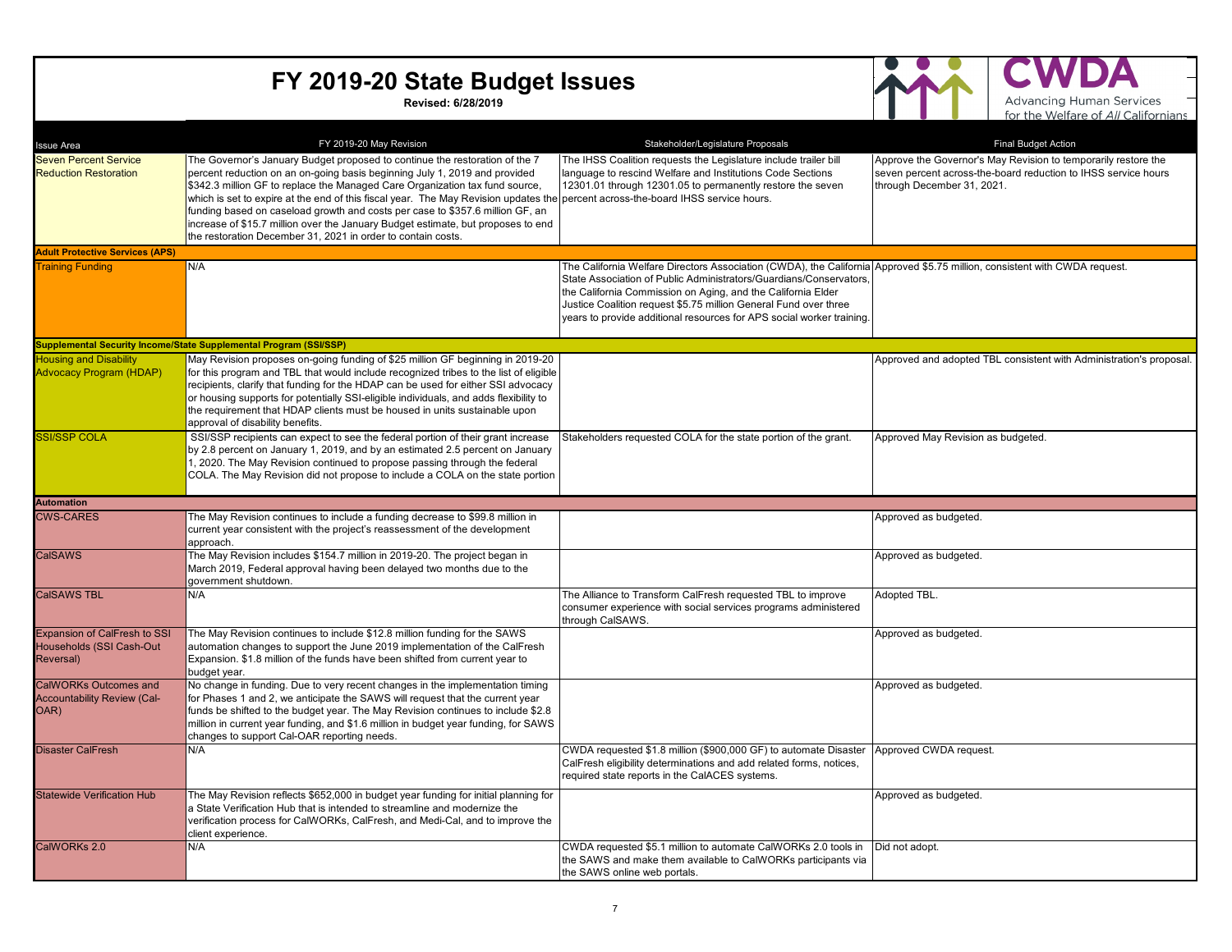# FY 2019-20 State Budget Issues

**Revised: 6/28/2019**

| Issue Area | FY 2019-20 May Revision | Stakeholder/Legislature Proposals | Final Budget Action |
|---|---|---|---|
| Seven Percent Service Reduction Restoration | The Governor's January Budget proposed to continue the restoration of the 7 percent reduction on an on-going basis beginning July 1, 2019 and provided $342.3 million GF to replace the Managed Care Organization tax fund source, which is set to expire at the end of this fiscal year. The May Revision updates the funding based on caseload growth and costs per case to $357.6 million GF, an increase of $15.7 million over the January Budget estimate, but proposes to end the restoration December 31, 2021 in order to contain costs. | The IHSS Coalition requests the Legislature include trailer bill language to rescind Welfare and Institutions Code Sections 12301.01 through 12301.05 to permanently restore the seven percent across-the-board IHSS service hours. | Approve the Governor's May Revision to temporarily restore the seven percent across-the-board reduction to IHSS service hours through December 31, 2021. |
| **Adult Protective Services (APS)** | | | |
| Training Funding | N/A | The California Welfare Directors Association (CWDA), the California State Association of Public Administrators/Guardians/Conservators, the California Commission on Aging, and the California Elder Justice Coalition request $5.75 million General Fund over three years to provide additional resources for APS social worker training. | Approved $5.75 million, consistent with CWDA request. |
| **Supplemental Security Income/State Supplemental Program (SSI/SSP)** | | | |
| Housing and Disability Advocacy Program (HDAP) | May Revision proposes on-going funding of $25 million GF beginning in 2019-20 for this program and TBL that would include recognized tribes to the list of eligible recipients, clarify that funding for the HDAP can be used for either SSI advocacy or housing supports for potentially SSI-eligible individuals, and adds flexibility to the requirement that HDAP clients must be housed in units sustainable upon approval of disability benefits. | | Approved and adopted TBL consistent with Administration's proposal. |
| SSI/SSP COLA | SSI/SSP recipients can expect to see the federal portion of their grant increase by 2.8 percent on January 1, 2019, and by an estimated 2.5 percent on January 1, 2020. The May Revision continued to propose passing through the federal COLA. The May Revision did not propose to include a COLA on the state portion | Stakeholders requested COLA for the state portion of the grant. | Approved May Revision as budgeted. |
| **Automation** | | | |
| CWS-CARES | The May Revision continues to include a funding decrease to $99.8 million in current year consistent with the project's reassessment of the development approach. | | Approved as budgeted. |
| CalSAWS | The May Revision includes $154.7 million in 2019-20. The project began in March 2019, Federal approval having been delayed two months due to the government shutdown. | | Approved as budgeted. |
| CalSAWS TBL | N/A | The Alliance to Transform CalFresh requested TBL to improve consumer experience with social services programs administered through CalSAWS. | Adopted TBL. |
| Expansion of CalFresh to SSI Households (SSI Cash-Out Reversal) | The May Revision continues to include $12.8 million funding for the SAWS automation changes to support the June 2019 implementation of the CalFresh Expansion. $1.8 million of the funds have been shifted from current year to budget year. | | Approved as budgeted. |
| CalWORKs Outcomes and Accountability Review (Cal-OAR) | No change in funding. Due to very recent changes in the implementation timing for Phases 1 and 2, we anticipate the SAWS will request that the current year funds be shifted to the budget year. The May Revision continues to include $2.8 million in current year funding, and $1.6 million in budget year funding, for SAWS changes to support Cal-OAR reporting needs. | | Approved as budgeted. |
| Disaster CalFresh | N/A | CWDA requested $1.8 million ($900,000 GF) to automate Disaster CalFresh eligibility determinations and add related forms, notices, required state reports in the CalACES systems. | Approved CWDA request. |
| Statewide Verification Hub | The May Revision reflects $652,000 in budget year funding for initial planning for a State Verification Hub that is intended to streamline and modernize the verification process for CalWORKs, CalFresh, and Medi-Cal, and to improve the client experience. | | Approved as budgeted. |
| CalWORKs 2.0 | N/A | CWDA requested $5.1 million to automate CalWORKs 2.0 tools in the SAWS and make them available to CalWORKs participants via the SAWS online web portals. | Did not adopt. |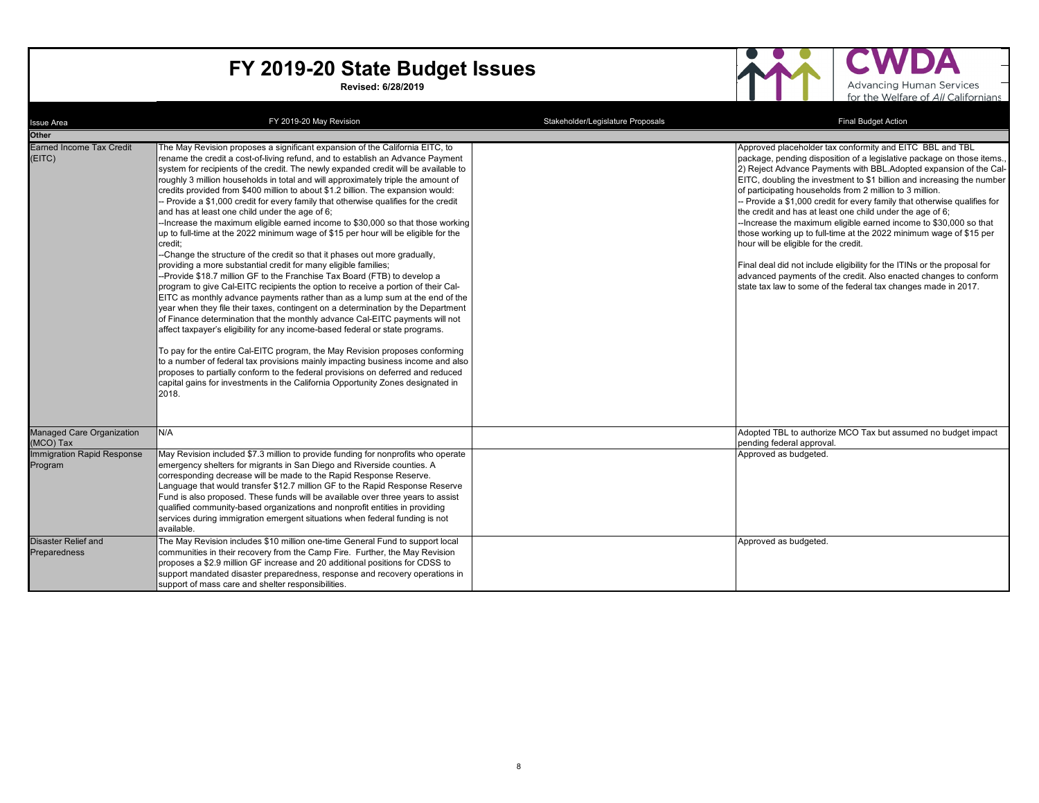# FY 2019-20 State Budget Issues

**Revised: 6/28/2019**

| Issue Area | FY 2019-20 May Revision | Stakeholder/Legislature Proposals | Final Budget Action |
|---|---|---|---|
| **Other** | | | |
| Earned Income Tax Credit (EITC) | The May Revision proposes a significant expansion of the California EITC, to rename the credit a cost-of-living refund, and to establish an Advance Payment system for recipients of the credit. The newly expanded credit will be available to roughly 3 million households in total and will approximately triple the amount of credits provided from $400 million to about $1.2 billion. The expansion would:<br>-- Provide a $1,000 credit for every family that otherwise qualifies for the credit and has at least one child under the age of 6;<br>--Increase the maximum eligible earned income to $30,000 so that those working up to full-time at the 2022 minimum wage of $15 per hour will be eligible for the credit;<br>--Change the structure of the credit so that it phases out more gradually, providing a more substantial credit for many eligible families;<br>--Provide $18.7 million GF to the Franchise Tax Board (FTB) to develop a program to give Cal-EITC recipients the option to receive a portion of their Cal-EITC as monthly advance payments rather than as a lump sum at the end of the year when they file their taxes, contingent on a determination by the Department of Finance determination that the monthly advance Cal-EITC payments will not affect taxpayer's eligibility for any income-based federal or state programs.<br><br>To pay for the entire Cal-EITC program, the May Revision proposes conforming to a number of federal tax provisions mainly impacting business income and also proposes to partially conform to the federal provisions on deferred and reduced capital gains for investments in the California Opportunity Zones designated in 2018. | | Approved placeholder tax conformity and EITC BBL and TBL package, pending disposition of a legislative package on those items., 2) Reject Advance Payments with BBL.Adopted expansion of the Cal-EITC, doubling the investment to $1 billion and increasing the number of participating households from 2 million to 3 million.<br>-- Provide a $1,000 credit for every family that otherwise qualifies for the credit and has at least one child under the age of 6;<br>--Increase the maximum eligible earned income to $30,000 so that those working up to full-time at the 2022 minimum wage of $15 per hour will be eligible for the credit.<br><br>Final deal did not include eligibility for the ITINs or the proposal for advanced payments of the credit. Also enacted changes to conform state tax law to some of the federal tax changes made in 2017. |
| Managed Care Organization (MCO) Tax | N/A | | Adopted TBL to authorize MCO Tax but assumed no budget impact pending federal approval. |
| Immigration Rapid Response Program | May Revision included $7.3 million to provide funding for nonprofits who operate emergency shelters for migrants in San Diego and Riverside counties. A corresponding decrease will be made to the Rapid Response Reserve. Language that would transfer $12.7 million GF to the Rapid Response Reserve Fund is also proposed. These funds will be available over three years to assist qualified community-based organizations and nonprofit entities in providing services during immigration emergent situations when federal funding is not available. | | Approved as budgeted. |
| Disaster Relief and Preparedness | The May Revision includes $10 million one-time General Fund to support local communities in their recovery from the Camp Fire. Further, the May Revision proposes a $2.9 million GF increase and 20 additional positions for CDSS to support mandated disaster preparedness, response and recovery operations in support of mass care and shelter responsibilities. | | Approved as budgeted. |